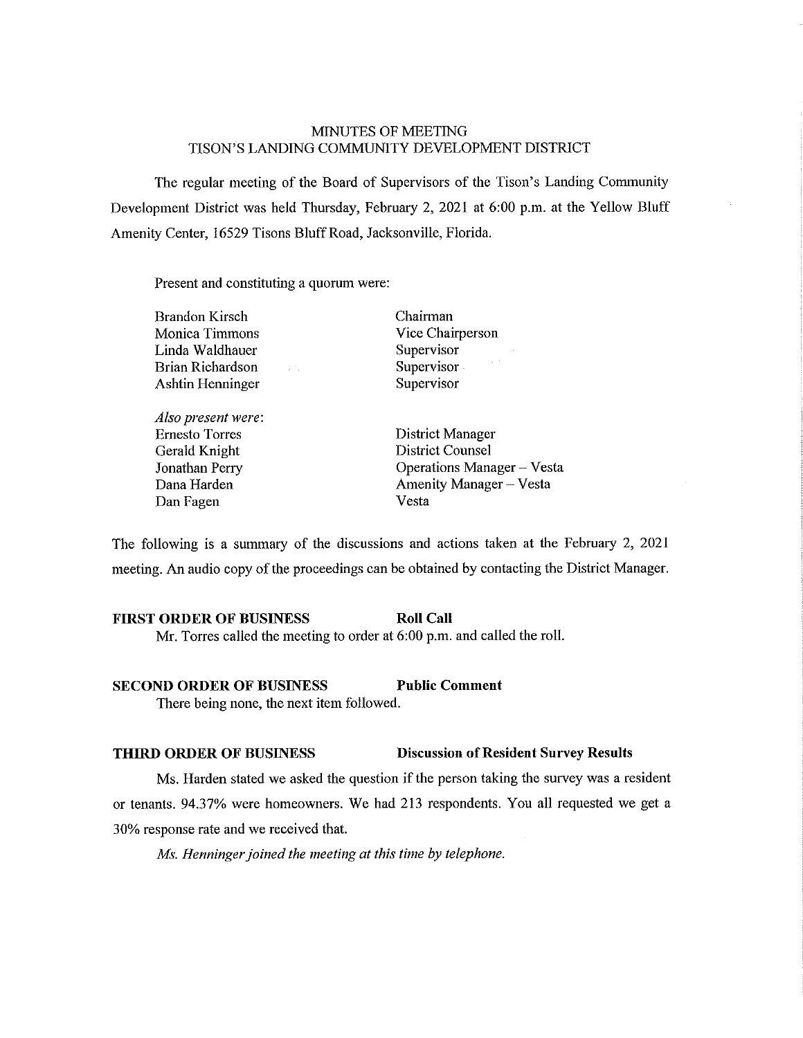# MINUTES OF MEETING
## TISON'S LANDING COMMUNITY DEVELOPMENT DISTRICT

The regular meeting of the Board of Supervisors of the Tison's Landing Community Development District was held Thursday, February 2, 2021 at 6:00 p.m. at the Yellow Bluff Amenity Center, 16529 Tisons Bluff Road, Jacksonville, Florida.

Present and constituting a quorum were:

| | |
|---|---|
| Brandon Kirsch | Chairman |
| Monica Timmons | Vice Chairperson |
| Linda Waldhauer | Supervisor |
| Brian Richardson | Supervisor |
| Ashtin Henninger | Supervisor |
| | |
| *Also present were*: | |
| Ernesto Torres | District Manager |
| Gerald Knight | District Counsel |
| Jonathan Perry | Operations Manager – Vesta |
| Dana Harden | Amenity Manager – Vesta |
| Dan Fagen | Vesta |

The following is a summary of the discussions and actions taken at the February 2, 2021 meeting. An audio copy of the proceedings can be obtained by contacting the District Manager.

**FIRST ORDER OF BUSINESS** **Roll Call**

Mr. Torres called the meeting to order at 6:00 p.m. and called the roll.

**SECOND ORDER OF BUSINESS** **Public Comment**

There being none, the next item followed.

**THIRD ORDER OF BUSINESS** **Discussion of Resident Survey Results**

Ms. Harden stated we asked the question if the person taking the survey was a resident or tenants. 94.37% were homeowners. We had 213 respondents. You all requested we get a 30% response rate and we received that.

*Ms. Henninger joined the meeting at this time by telephone.*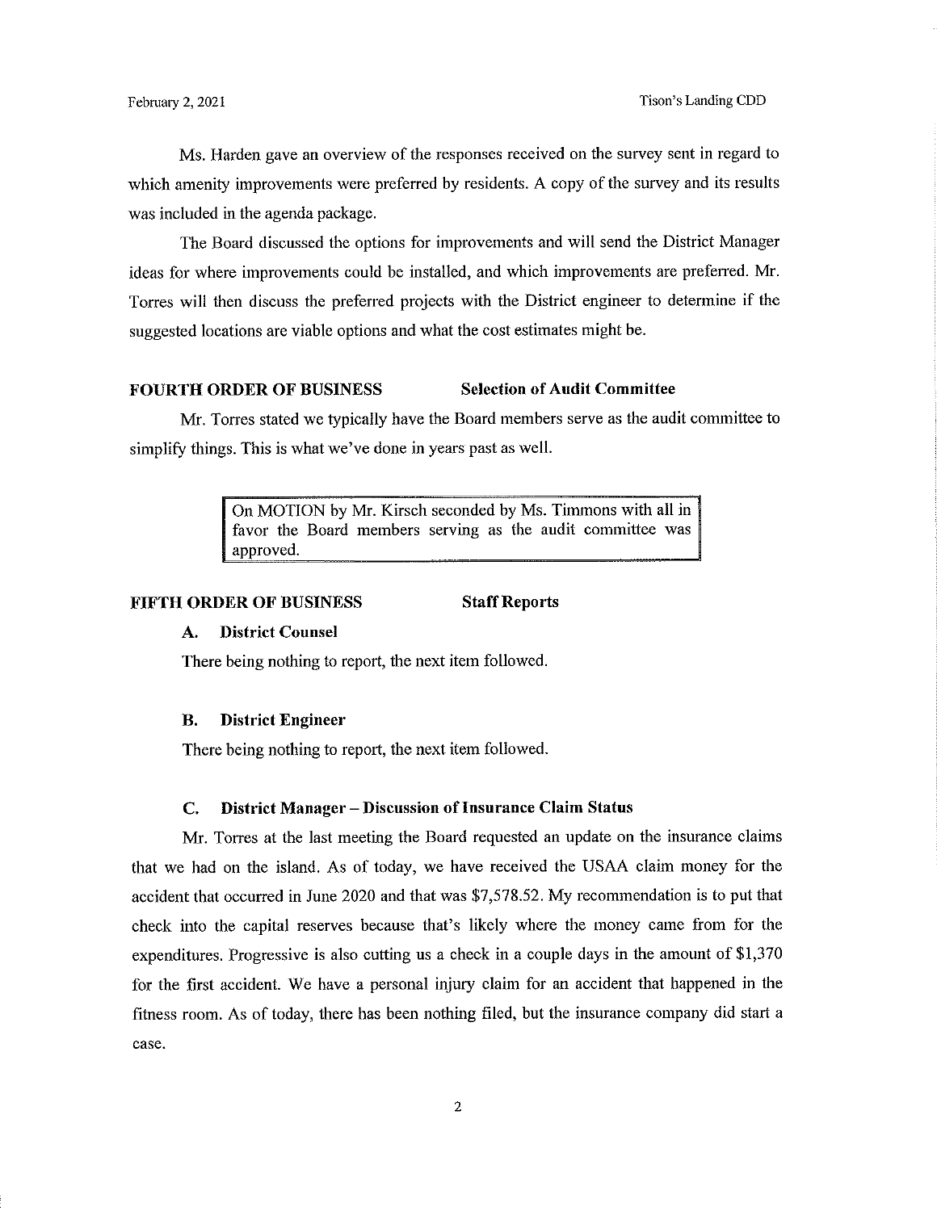Ms. Harden gave an overview of the responses received on the survey sent in regard to which amenity improvements were preferred by residents. A copy of the survey and its results was included in the agenda package.

The Board discussed the options for improvements and will send the District Manager ideas for where improvements could be installed, and which improvements are preferred. Mr. Torres will then discuss the preferred projects with the District engineer to determine if the suggested locations are viable options and what the cost estimates might be.

**FOURTH ORDER OF BUSINESS Selection of Audit Committee**

Mr. Torres stated we typically have the Board members serve as the audit committee to simplify things. This is what we've done in years past as well.

> On MOTION by Mr. Kirsch seconded by Ms. Timmons with all in favor the Board members serving as the audit committee was approved.

**FIFTH ORDER OF BUSINESS Staff Reports**

**A. District Counsel**

There being nothing to report, the next item followed.

**B. District Engineer**

There being nothing to report, the next item followed.

**C. District Manager – Discussion of Insurance Claim Status**

Mr. Torres at the last meeting the Board requested an update on the insurance claims that we had on the island. As of today, we have received the USAA claim money for the accident that occurred in June 2020 and that was $7,578.52. My recommendation is to put that check into the capital reserves because that's likely where the money came from for the expenditures. Progressive is also cutting us a check in a couple days in the amount of $1,370 for the first accident. We have a personal injury claim for an accident that happened in the fitness room. As of today, there has been nothing filed, but the insurance company did start a case.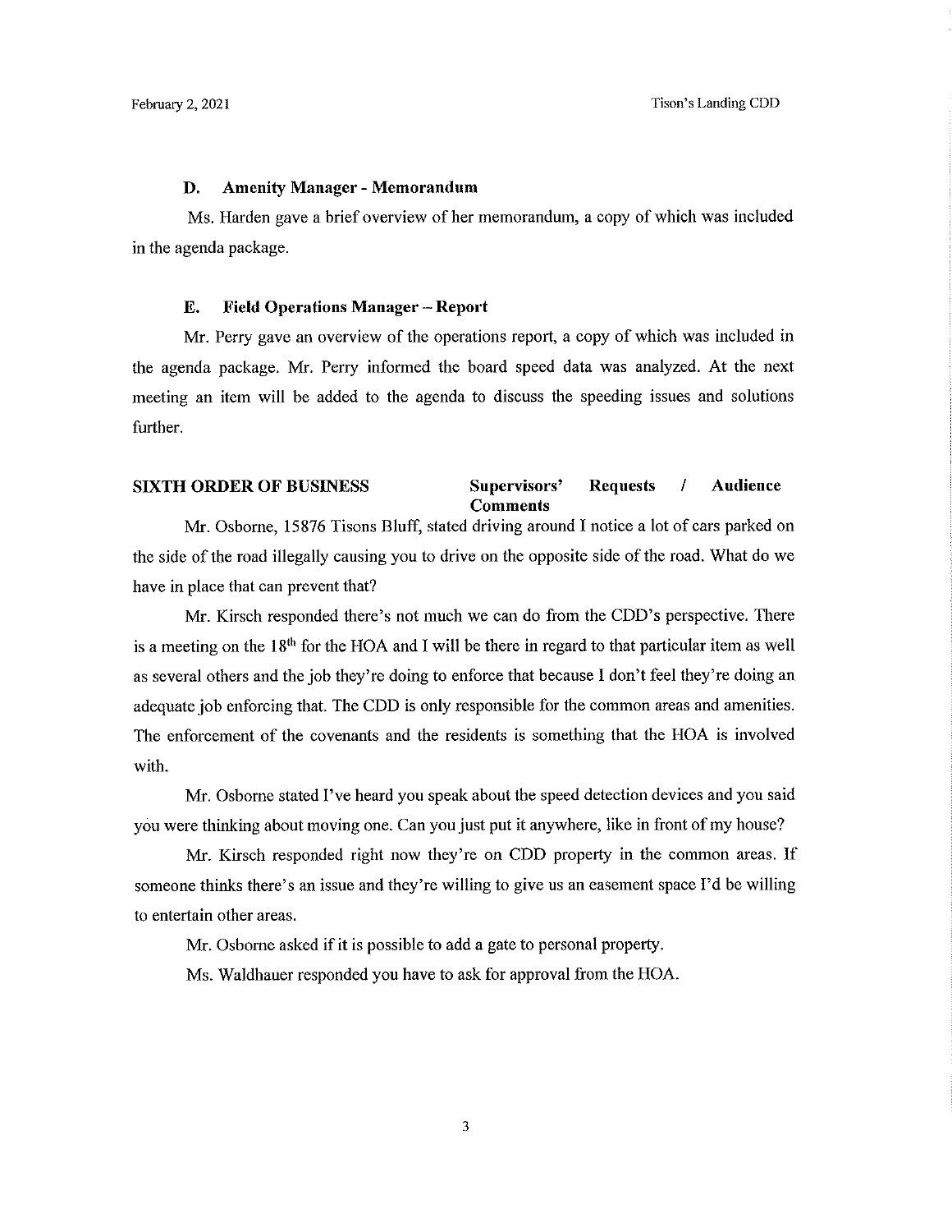### D. Amenity Manager - Memorandum

Ms. Harden gave a brief overview of her memorandum, a copy of which was included in the agenda package.

### E. Field Operations Manager – Report

Mr. Perry gave an overview of the operations report, a copy of which was included in the agenda package. Mr. Perry informed the board speed data was analyzed. At the next meeting an item will be added to the agenda to discuss the speeding issues and solutions further.

## SIXTH ORDER OF BUSINESS — Supervisors' Requests / Audience Comments

Mr. Osborne, 15876 Tisons Bluff, stated driving around I notice a lot of cars parked on the side of the road illegally causing you to drive on the opposite side of the road. What do we have in place that can prevent that?

Mr. Kirsch responded there's not much we can do from the CDD's perspective. There is a meeting on the 18th for the HOA and I will be there in regard to that particular item as well as several others and the job they're doing to enforce that because I don't feel they're doing an adequate job enforcing that. The CDD is only responsible for the common areas and amenities. The enforcement of the covenants and the residents is something that the HOA is involved with.

Mr. Osborne stated I've heard you speak about the speed detection devices and you said you were thinking about moving one. Can you just put it anywhere, like in front of my house?

Mr. Kirsch responded right now they're on CDD property in the common areas. If someone thinks there's an issue and they're willing to give us an easement space I'd be willing to entertain other areas.

Mr. Osborne asked if it is possible to add a gate to personal property.

Ms. Waldhauer responded you have to ask for approval from the HOA.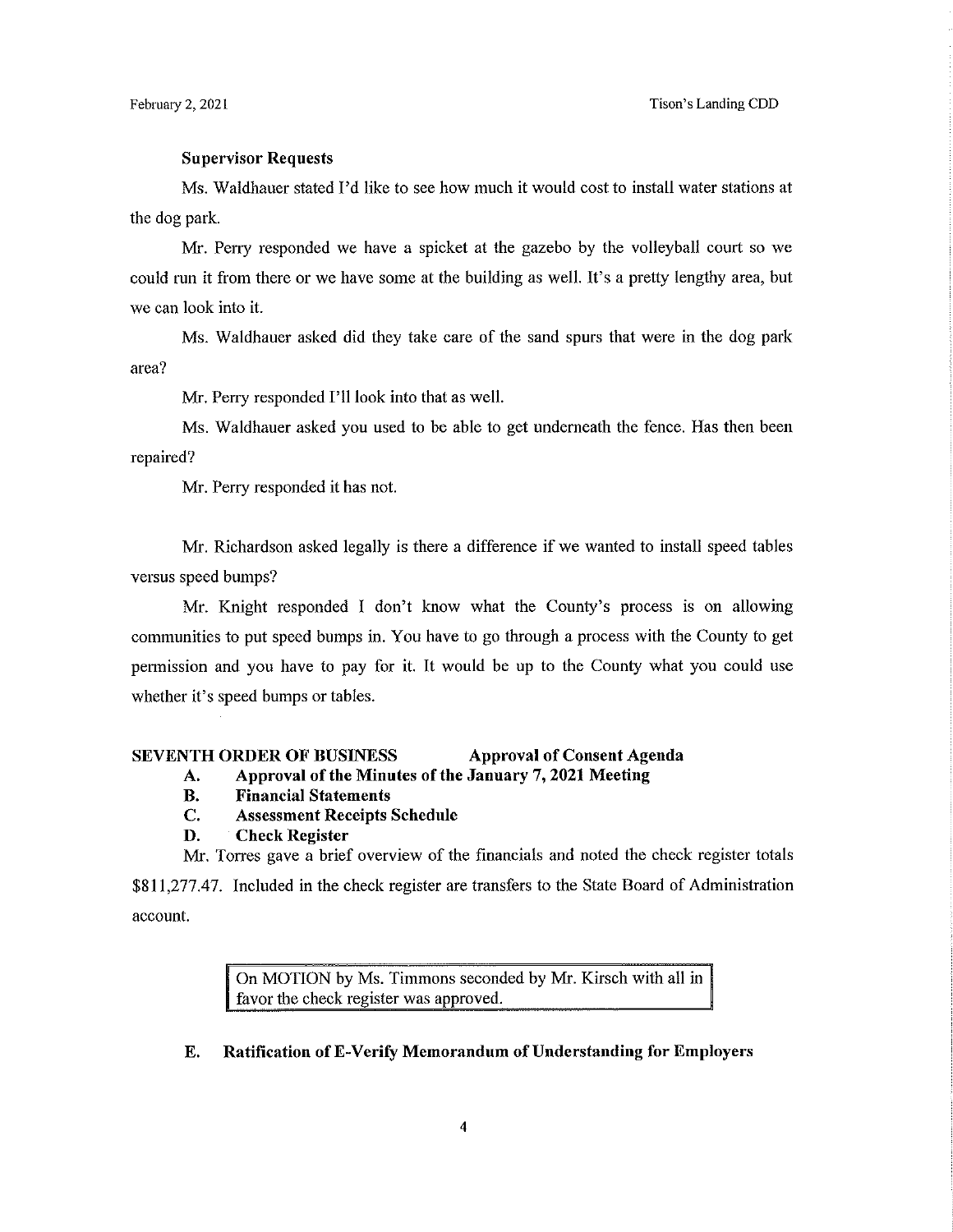**Supervisor Requests**

Ms. Waldhauer stated I'd like to see how much it would cost to install water stations at the dog park.

Mr. Perry responded we have a spicket at the gazebo by the volleyball court so we could run it from there or we have some at the building as well. It's a pretty lengthy area, but we can look into it.

Ms. Waldhauer asked did they take care of the sand spurs that were in the dog park area?

Mr. Perry responded I'll look into that as well.

Ms. Waldhauer asked you used to be able to get underneath the fence. Has then been repaired?

Mr. Perry responded it has not.

Mr. Richardson asked legally is there a difference if we wanted to install speed tables versus speed bumps?

Mr. Knight responded I don't know what the County's process is on allowing communities to put speed bumps in. You have to go through a process with the County to get permission and you have to pay for it. It would be up to the County what you could use whether it's speed bumps or tables.

**SEVENTH ORDER OF BUSINESS Approval of Consent Agenda**

**A. Approval of the Minutes of the January 7, 2021 Meeting**

**B. Financial Statements**

**C. Assessment Receipts Schedule**

**D. Check Register**

Mr. Torres gave a brief overview of the financials and noted the check register totals \$811,277.47. Included in the check register are transfers to the State Board of Administration account.

> On MOTION by Ms. Timmons seconded by Mr. Kirsch with all in favor the check register was approved.

**E. Ratification of E-Verify Memorandum of Understanding for Employers**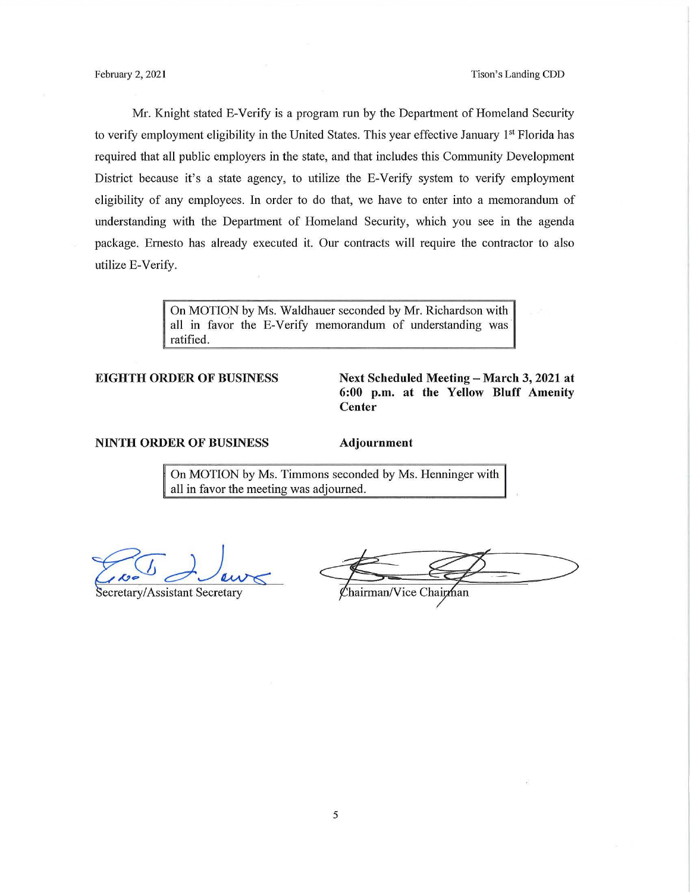Mr. Knight stated E-Verify is a program run by the Department of Homeland Security to verify employment eligibility in the United States. This year effective January 1st Florida has required that all public employers in the state, and that includes this Community Development District because it's a state agency, to utilize the E-Verify system to verify employment eligibility of any employees. In order to do that, we have to enter into a memorandum of understanding with the Department of Homeland Security, which you see in the agenda package. Ernesto has already executed it. Our contracts will require the contractor to also utilize E-Verify.

> On MOTION by Ms. Waldhauer seconded by Mr. Richardson with all in favor the E-Verify memorandum of understanding was ratified.

**EIGHTH ORDER OF BUSINESS** **Next Scheduled Meeting – March 3, 2021 at 6:00 p.m. at the Yellow Bluff Amenity Center**

**NINTH ORDER OF BUSINESS** **Adjournment**

> On MOTION by Ms. Timmons seconded by Ms. Henninger with all in favor the meeting was adjourned.

Secretary/Assistant Secretary

Chairman/Vice Chairman